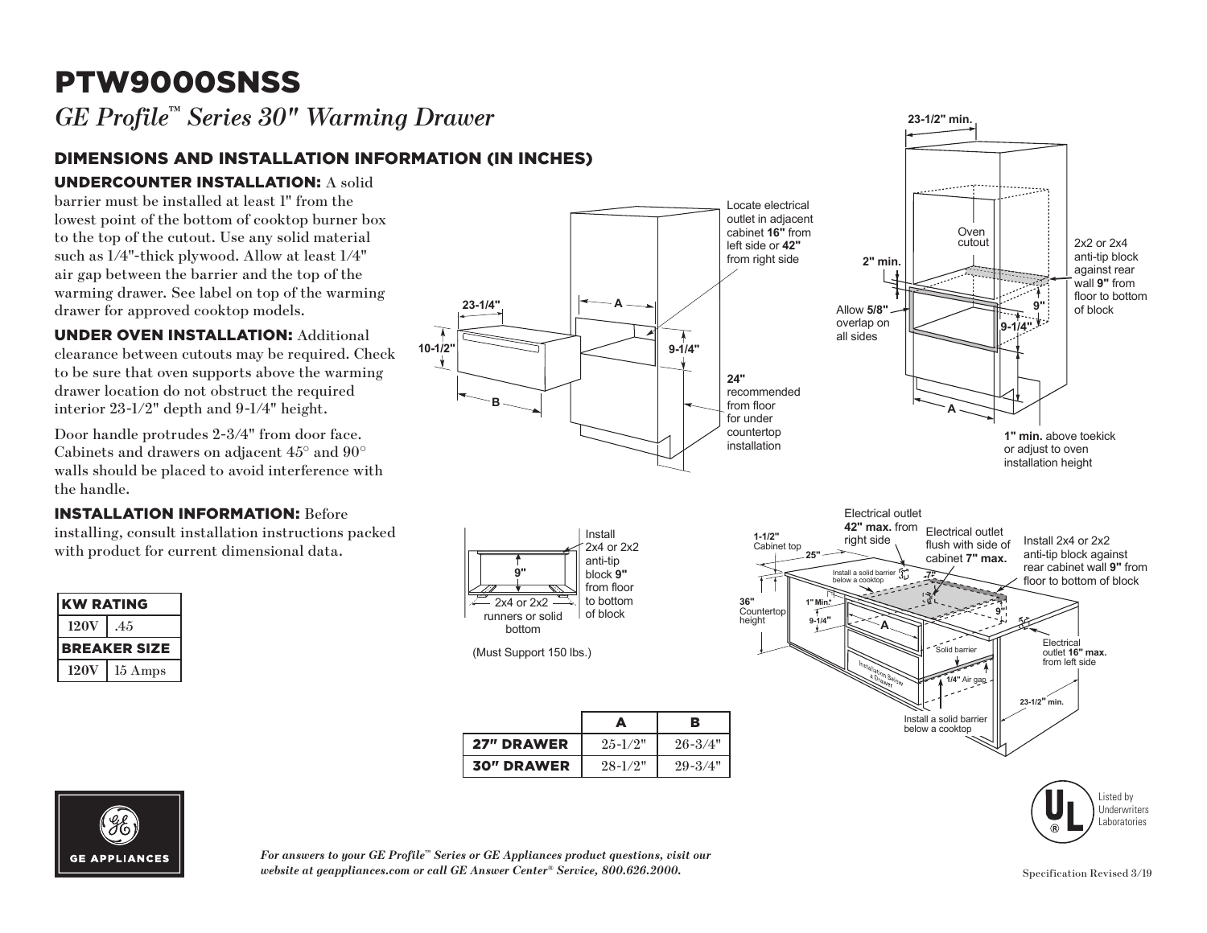# PTW9000SNSS

## *GE Profile™ Series 30" Warming Drawer*

### DIMENSIONS AND INSTALLATION INFORMATION (IN INCHES)

**UNDERCOUNTER INSTALLATION:** A solid barrier must be installed at least 1" from the lowest point of the bottom of cooktop burner box to the top of the cutout. Use any solid material such as 1/4"-thick plywood. Allow at least 1/4" air gap between the barrier and the top of the warming drawer. See label on top of the warming drawer for approved cooktop models.

**UNDER OVEN INSTALLATION:** Additional clearance between cutouts may be required. Check to be sure that oven supports above the warming drawer location do not obstruct the required interior 23-1/2" depth and 9-1/4" height.

Door handle protrudes 2-3/4" from door face. Cabinets and drawers on adjacent 45° and 90° walls should be placed to avoid interference with the handle.

**INSTALLATION INFORMATION:** Before installing, consult installation instructions packed with product for current dimensional data.

| KW RATING | |
|---|---|
| 120V | .45 |
| **BREAKER SIZE** | |
| 120V | 15 Amps |

23-1/4"
10-1/2"
A
B
9-1/4"

Locate electrical outlet in adjacent cabinet **16"** from left side or **42"** from right side

**24"** recommended from floor for under countertop installation

23-1/2" min.
Oven cutout
2" min.
Allow **5/8"** overlap on all sides
2x2 or 2x4 anti-tip block against rear wall **9"** from floor to bottom of block
9"
9-1/4"
A
**1" min.** above toekick or adjust to oven installation height

Install 2x4 or 2x2 anti-tip block **9"** from floor to bottom of block
9"
2x4 or 2x2 runners or solid bottom

(Must Support 150 lbs.)

| | A | B |
|---|---|---|
| **27" DRAWER** | 25-1/2" | 26-3/4" |
| **30" DRAWER** | 28-1/2" | 29-3/4" |

1-1/2" Cabinet top
25"
36" Countertop height
1" Min.
9-1/4"
Install a solid barrier below a cooktop
Electrical outlet **42" max.** from right side
Electrical outlet flush with side of cabinet **7" max.**
7"
A
9"
Install 2x4 or 2x2 anti-tip block against rear cabinet wall **9"** from floor to bottom of block
Solid barrier
Installation Below a Drawer
1/4" Air gap
Electrical outlet **16" max.** from left side
23-1/2" min.
Install a solid barrier below a cooktop

Listed by Underwriters Laboratories

GE APPLIANCES

*For answers to your GE Profile™ Series or GE Appliances product questions, visit our website at geappliances.com or call GE Answer Center® Service, 800.626.2000.*

Specification Revised 3/19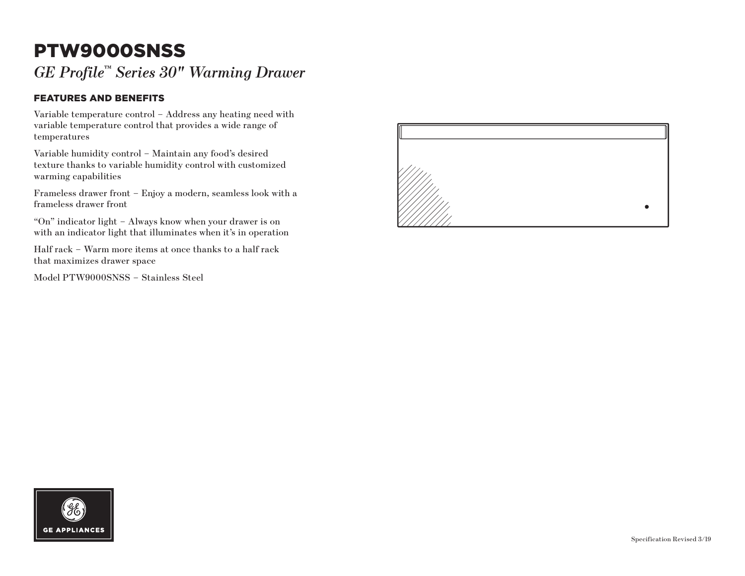# PTW9000SNSS

*GE Profile™ Series 30" Warming Drawer*

## FEATURES AND BENEFITS

Variable temperature control – Address any heating need with variable temperature control that provides a wide range of temperatures

Variable humidity control – Maintain any food's desired texture thanks to variable humidity control with customized warming capabilities

Frameless drawer front – Enjoy a modern, seamless look with a frameless drawer front

"On" indicator light – Always know when your drawer is on with an indicator light that illuminates when it's in operation

Half rack – Warm more items at once thanks to a half rack that maximizes drawer space

Model PTW9000SNSS – Stainless Steel

GE APPLIANCES

Specification Revised 3/19